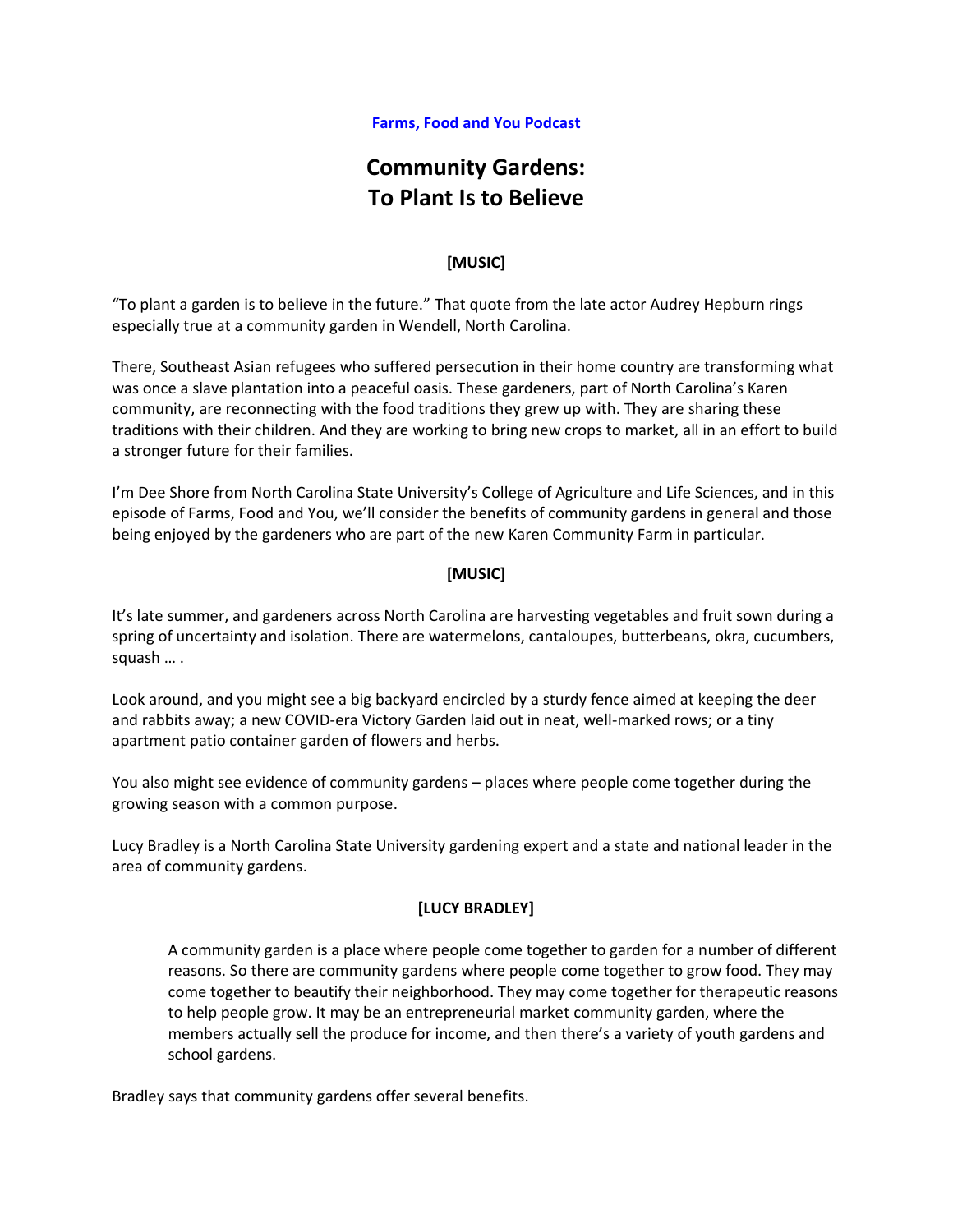[Farms, Food and You Podcast]

# Community Gardens: To Plant Is to Believe

**[MUSIC]**

"To plant a garden is to believe in the future." That quote from the late actor Audrey Hepburn rings especially true at a community garden in Wendell, North Carolina.

There, Southeast Asian refugees who suffered persecution in their home country are transforming what was once a slave plantation into a peaceful oasis. These gardeners, part of North Carolina's Karen community, are reconnecting with the food traditions they grew up with. They are sharing these traditions with their children. And they are working to bring new crops to market, all in an effort to build a stronger future for their families.

I'm Dee Shore from North Carolina State University's College of Agriculture and Life Sciences, and in this episode of Farms, Food and You, we'll consider the benefits of community gardens in general and those being enjoyed by the gardeners who are part of the new Karen Community Farm in particular.

**[MUSIC]**

It's late summer, and gardeners across North Carolina are harvesting vegetables and fruit sown during a spring of uncertainty and isolation. There are watermelons, cantaloupes, butterbeans, okra, cucumbers, squash … .

Look around, and you might see a big backyard encircled by a sturdy fence aimed at keeping the deer and rabbits away; a new COVID-era Victory Garden laid out in neat, well-marked rows; or a tiny apartment patio container garden of flowers and herbs.

You also might see evidence of community gardens – places where people come together during the growing season with a common purpose.

Lucy Bradley is a North Carolina State University gardening expert and a state and national leader in the area of community gardens.

**[LUCY BRADLEY]**

> A community garden is a place where people come together to garden for a number of different reasons. So there are community gardens where people come together to grow food. They may come together to beautify their neighborhood. They may come together for therapeutic reasons to help people grow. It may be an entrepreneurial market community garden, where the members actually sell the produce for income, and then there's a variety of youth gardens and school gardens.

Bradley says that community gardens offer several benefits.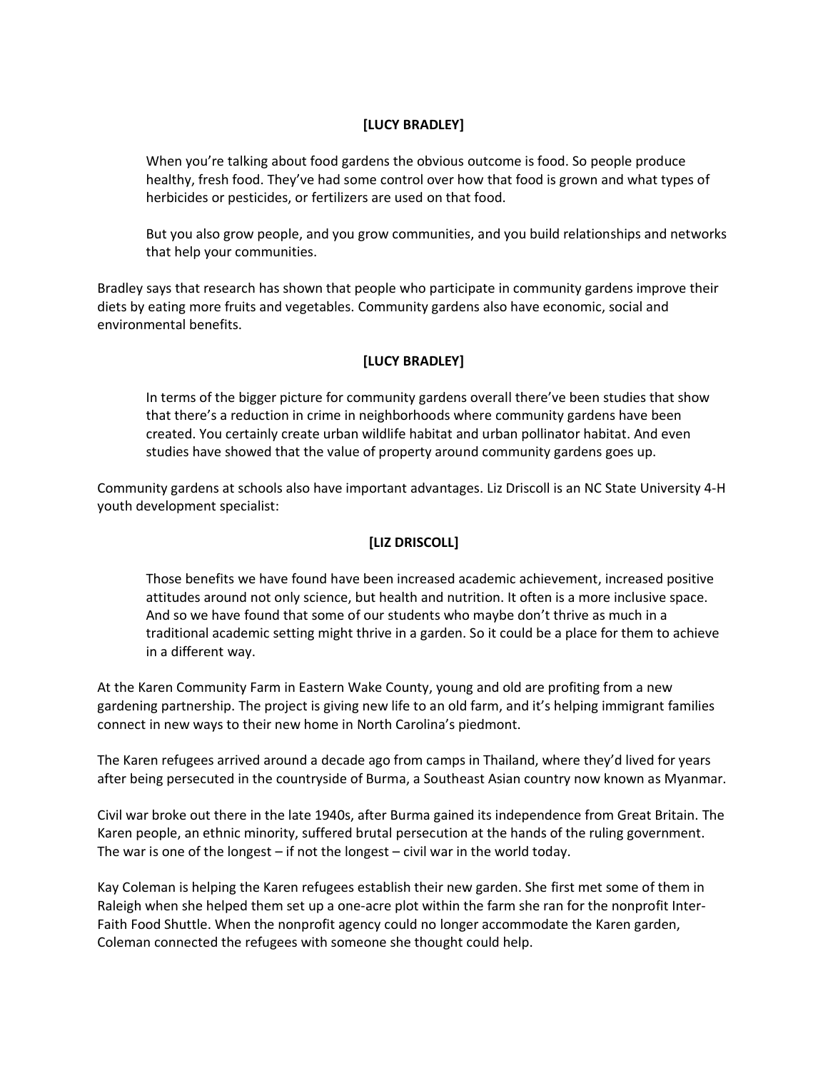**[LUCY BRADLEY]**

> When you're talking about food gardens the obvious outcome is food. So people produce healthy, fresh food. They've had some control over how that food is grown and what types of herbicides or pesticides, or fertilizers are used on that food.
>
> But you also grow people, and you grow communities, and you build relationships and networks that help your communities.

Bradley says that research has shown that people who participate in community gardens improve their diets by eating more fruits and vegetables. Community gardens also have economic, social and environmental benefits.

**[LUCY BRADLEY]**

> In terms of the bigger picture for community gardens overall there've been studies that show that there's a reduction in crime in neighborhoods where community gardens have been created. You certainly create urban wildlife habitat and urban pollinator habitat. And even studies have showed that the value of property around community gardens goes up.

Community gardens at schools also have important advantages. Liz Driscoll is an NC State University 4-H youth development specialist:

**[LIZ DRISCOLL]**

> Those benefits we have found have been increased academic achievement, increased positive attitudes around not only science, but health and nutrition. It often is a more inclusive space. And so we have found that some of our students who maybe don't thrive as much in a traditional academic setting might thrive in a garden. So it could be a place for them to achieve in a different way.

At the Karen Community Farm in Eastern Wake County, young and old are profiting from a new gardening partnership. The project is giving new life to an old farm, and it's helping immigrant families connect in new ways to their new home in North Carolina's piedmont.

The Karen refugees arrived around a decade ago from camps in Thailand, where they'd lived for years after being persecuted in the countryside of Burma, a Southeast Asian country now known as Myanmar.

Civil war broke out there in the late 1940s, after Burma gained its independence from Great Britain. The Karen people, an ethnic minority, suffered brutal persecution at the hands of the ruling government. The war is one of the longest – if not the longest – civil war in the world today.

Kay Coleman is helping the Karen refugees establish their new garden. She first met some of them in Raleigh when she helped them set up a one-acre plot within the farm she ran for the nonprofit Inter-Faith Food Shuttle. When the nonprofit agency could no longer accommodate the Karen garden, Coleman connected the refugees with someone she thought could help.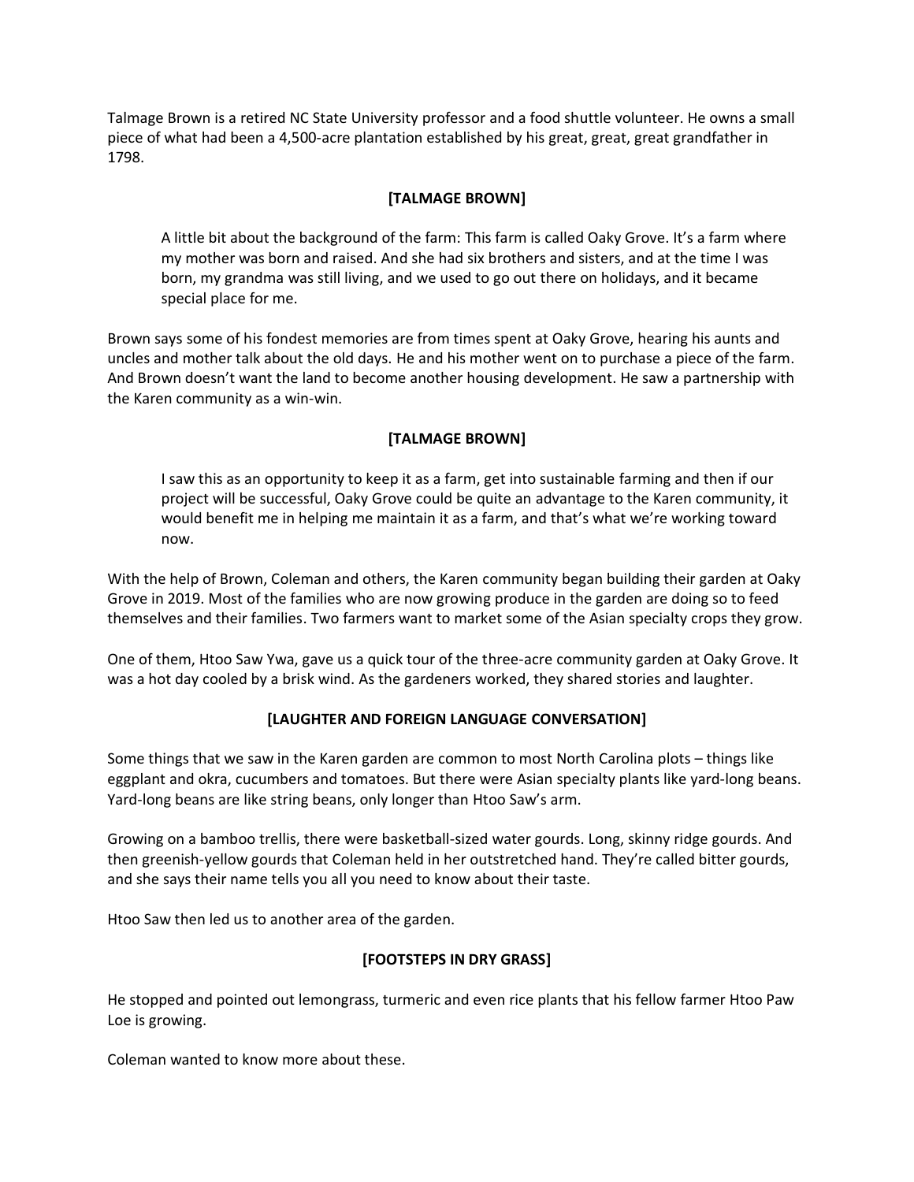Talmage Brown is a retired NC State University professor and a food shuttle volunteer. He owns a small piece of what had been a 4,500-acre plantation established by his great, great, great grandfather in 1798.

**[TALMAGE BROWN]**

> A little bit about the background of the farm: This farm is called Oaky Grove. It's a farm where my mother was born and raised. And she had six brothers and sisters, and at the time I was born, my grandma was still living, and we used to go out there on holidays, and it became special place for me.

Brown says some of his fondest memories are from times spent at Oaky Grove, hearing his aunts and uncles and mother talk about the old days. He and his mother went on to purchase a piece of the farm. And Brown doesn't want the land to become another housing development. He saw a partnership with the Karen community as a win-win.

**[TALMAGE BROWN]**

> I saw this as an opportunity to keep it as a farm, get into sustainable farming and then if our project will be successful, Oaky Grove could be quite an advantage to the Karen community, it would benefit me in helping me maintain it as a farm, and that's what we're working toward now.

With the help of Brown, Coleman and others, the Karen community began building their garden at Oaky Grove in 2019. Most of the families who are now growing produce in the garden are doing so to feed themselves and their families. Two farmers want to market some of the Asian specialty crops they grow.

One of them, Htoo Saw Ywa, gave us a quick tour of the three-acre community garden at Oaky Grove. It was a hot day cooled by a brisk wind. As the gardeners worked, they shared stories and laughter.

**[LAUGHTER AND FOREIGN LANGUAGE CONVERSATION]**

Some things that we saw in the Karen garden are common to most North Carolina plots – things like eggplant and okra, cucumbers and tomatoes. But there were Asian specialty plants like yard-long beans. Yard-long beans are like string beans, only longer than Htoo Saw's arm.

Growing on a bamboo trellis, there were basketball-sized water gourds. Long, skinny ridge gourds. And then greenish-yellow gourds that Coleman held in her outstretched hand. They're called bitter gourds, and she says their name tells you all you need to know about their taste.

Htoo Saw then led us to another area of the garden.

**[FOOTSTEPS IN DRY GRASS]**

He stopped and pointed out lemongrass, turmeric and even rice plants that his fellow farmer Htoo Paw Loe is growing.

Coleman wanted to know more about these.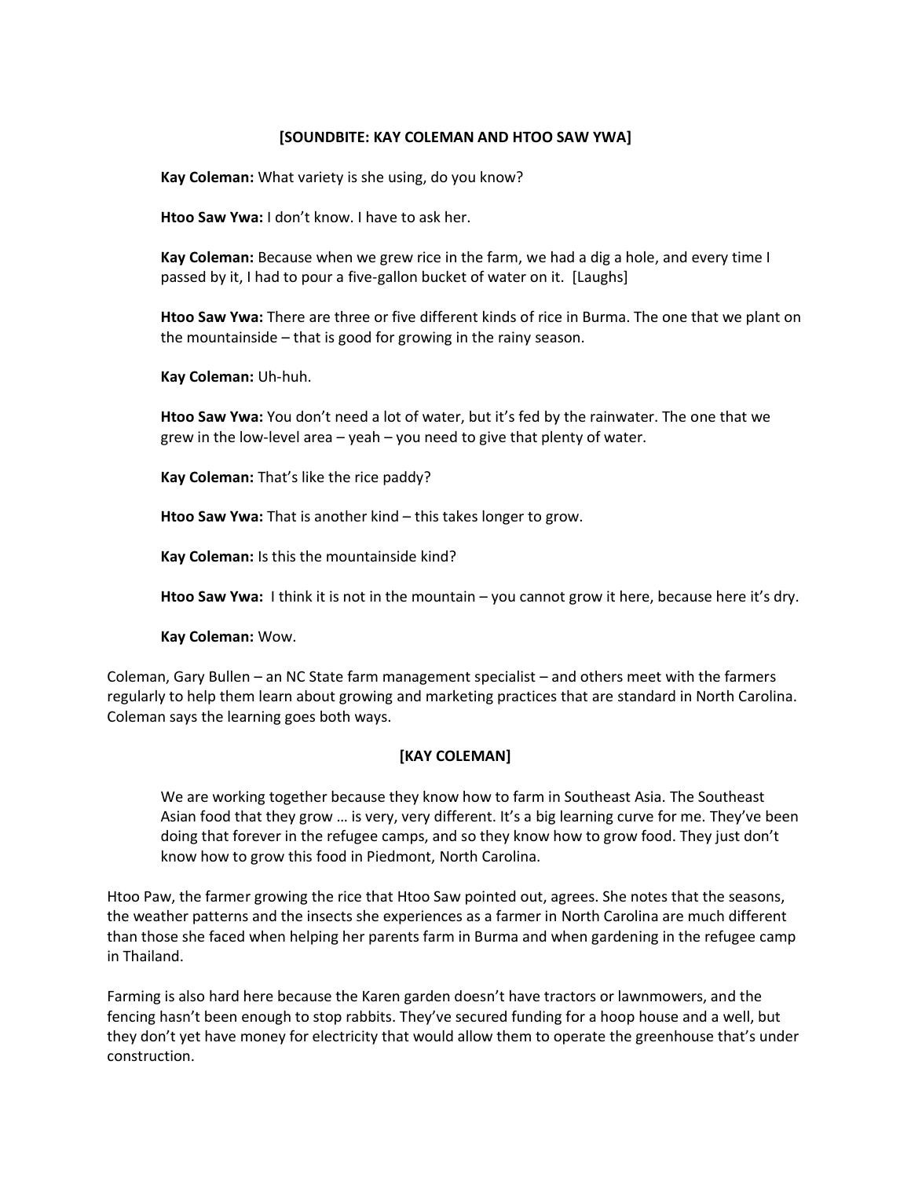**[SOUNDBITE: KAY COLEMAN AND HTOO SAW YWA]**

**Kay Coleman:** What variety is she using, do you know?

**Htoo Saw Ywa:** I don't know. I have to ask her.

**Kay Coleman:** Because when we grew rice in the farm, we had a dig a hole, and every time I passed by it, I had to pour a five-gallon bucket of water on it. [Laughs]

**Htoo Saw Ywa:** There are three or five different kinds of rice in Burma. The one that we plant on the mountainside – that is good for growing in the rainy season.

**Kay Coleman:** Uh-huh.

**Htoo Saw Ywa:** You don't need a lot of water, but it's fed by the rainwater. The one that we grew in the low-level area – yeah – you need to give that plenty of water.

**Kay Coleman:** That's like the rice paddy?

**Htoo Saw Ywa:** That is another kind – this takes longer to grow.

**Kay Coleman:** Is this the mountainside kind?

**Htoo Saw Ywa:** I think it is not in the mountain – you cannot grow it here, because here it's dry.

**Kay Coleman:** Wow.

Coleman, Gary Bullen – an NC State farm management specialist – and others meet with the farmers regularly to help them learn about growing and marketing practices that are standard in North Carolina. Coleman says the learning goes both ways.

**[KAY COLEMAN]**

We are working together because they know how to farm in Southeast Asia. The Southeast Asian food that they grow … is very, very different. It's a big learning curve for me. They've been doing that forever in the refugee camps, and so they know how to grow food. They just don't know how to grow this food in Piedmont, North Carolina.

Htoo Paw, the farmer growing the rice that Htoo Saw pointed out, agrees. She notes that the seasons, the weather patterns and the insects she experiences as a farmer in North Carolina are much different than those she faced when helping her parents farm in Burma and when gardening in the refugee camp in Thailand.

Farming is also hard here because the Karen garden doesn't have tractors or lawnmowers, and the fencing hasn't been enough to stop rabbits. They've secured funding for a hoop house and a well, but they don't yet have money for electricity that would allow them to operate the greenhouse that's under construction.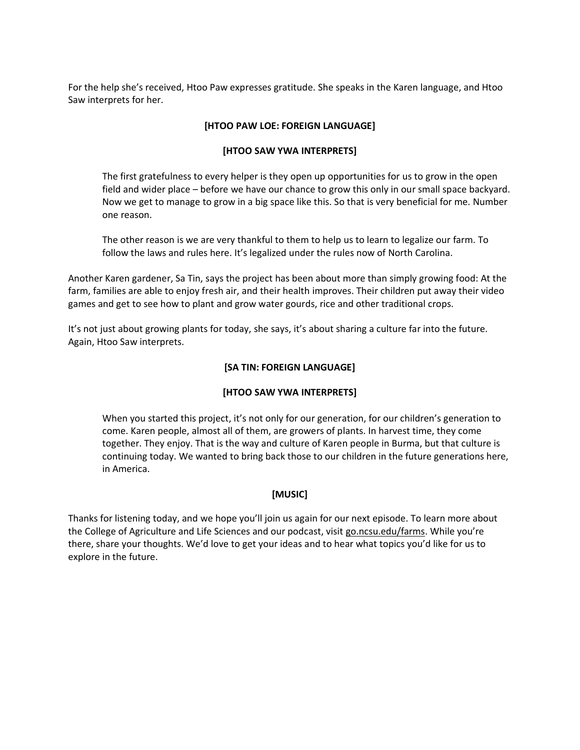For the help she's received, Htoo Paw expresses gratitude. She speaks in the Karen language, and Htoo Saw interprets for her.

**[HTOO PAW LOE: FOREIGN LANGUAGE]**

**[HTOO SAW YWA INTERPRETS]**

> The first gratefulness to every helper is they open up opportunities for us to grow in the open field and wider place – before we have our chance to grow this only in our small space backyard. Now we get to manage to grow in a big space like this. So that is very beneficial for me. Number one reason.
>
> The other reason is we are very thankful to them to help us to learn to legalize our farm. To follow the laws and rules here. It's legalized under the rules now of North Carolina.

Another Karen gardener, Sa Tin, says the project has been about more than simply growing food: At the farm, families are able to enjoy fresh air, and their health improves. Their children put away their video games and get to see how to plant and grow water gourds, rice and other traditional crops.

It's not just about growing plants for today, she says, it's about sharing a culture far into the future. Again, Htoo Saw interprets.

**[SA TIN: FOREIGN LANGUAGE]**

**[HTOO SAW YWA INTERPRETS]**

> When you started this project, it's not only for our generation, for our children's generation to come. Karen people, almost all of them, are growers of plants. In harvest time, they come together. They enjoy. That is the way and culture of Karen people in Burma, but that culture is continuing today. We wanted to bring back those to our children in the future generations here, in America.

**[MUSIC]**

Thanks for listening today, and we hope you'll join us again for our next episode. To learn more about the College of Agriculture and Life Sciences and our podcast, visit go.ncsu.edu/farms. While you're there, share your thoughts. We'd love to get your ideas and to hear what topics you'd like for us to explore in the future.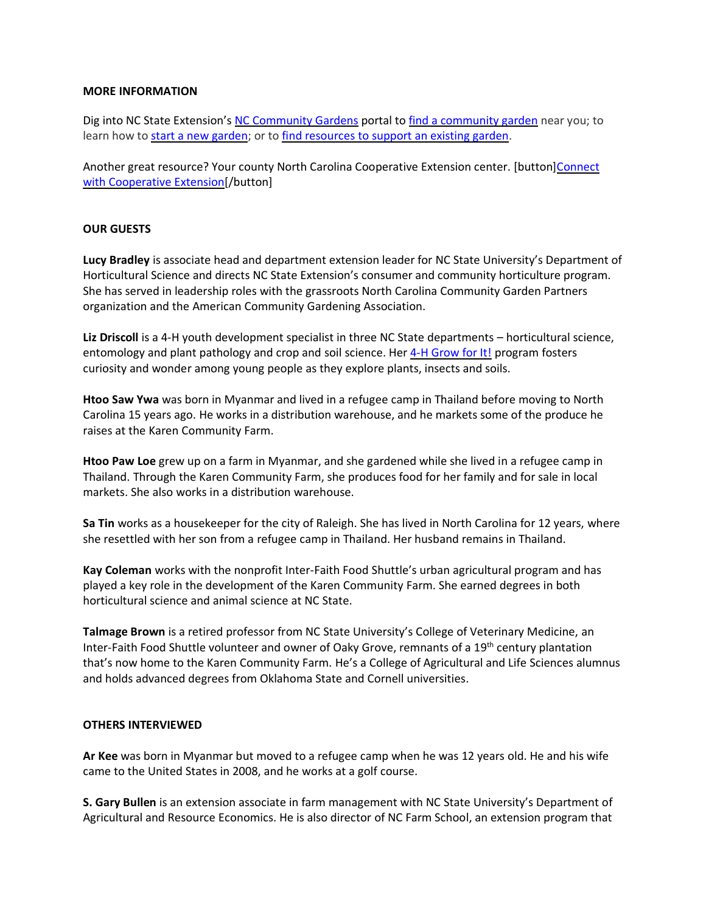**MORE INFORMATION**

Dig into NC State Extension's NC Community Gardens portal to find a community garden near you; to learn how to start a new garden; or to find resources to support an existing garden.

Another great resource? Your county North Carolina Cooperative Extension center. [button]Connect with Cooperative Extension[/button]

**OUR GUESTS**

**Lucy Bradley** is associate head and department extension leader for NC State University's Department of Horticultural Science and directs NC State Extension's consumer and community horticulture program. She has served in leadership roles with the grassroots North Carolina Community Garden Partners organization and the American Community Gardening Association.

**Liz Driscoll** is a 4-H youth development specialist in three NC State departments – horticultural science, entomology and plant pathology and crop and soil science. Her 4-H Grow for It! program fosters curiosity and wonder among young people as they explore plants, insects and soils.

**Htoo Saw Ywa** was born in Myanmar and lived in a refugee camp in Thailand before moving to North Carolina 15 years ago. He works in a distribution warehouse, and he markets some of the produce he raises at the Karen Community Farm.

**Htoo Paw Loe** grew up on a farm in Myanmar, and she gardened while she lived in a refugee camp in Thailand. Through the Karen Community Farm, she produces food for her family and for sale in local markets. She also works in a distribution warehouse.

**Sa Tin** works as a housekeeper for the city of Raleigh. She has lived in North Carolina for 12 years, where she resettled with her son from a refugee camp in Thailand. Her husband remains in Thailand.

**Kay Coleman** works with the nonprofit Inter-Faith Food Shuttle's urban agricultural program and has played a key role in the development of the Karen Community Farm. She earned degrees in both horticultural science and animal science at NC State.

**Talmage Brown** is a retired professor from NC State University's College of Veterinary Medicine, an Inter-Faith Food Shuttle volunteer and owner of Oaky Grove, remnants of a 19th century plantation that's now home to the Karen Community Farm. He's a College of Agricultural and Life Sciences alumnus and holds advanced degrees from Oklahoma State and Cornell universities.

**OTHERS INTERVIEWED**

**Ar Kee** was born in Myanmar but moved to a refugee camp when he was 12 years old. He and his wife came to the United States in 2008, and he works at a golf course.

**S. Gary Bullen** is an extension associate in farm management with NC State University's Department of Agricultural and Resource Economics. He is also director of NC Farm School, an extension program that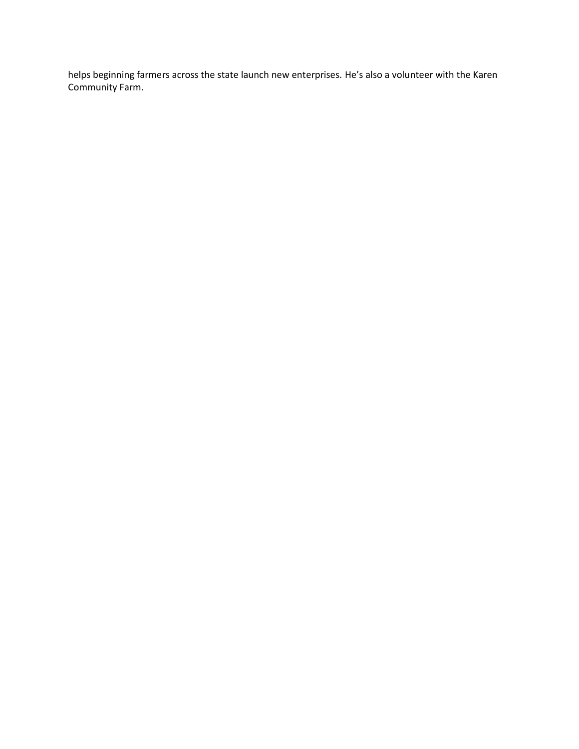helps beginning farmers across the state launch new enterprises. He’s also a volunteer with the Karen Community Farm.